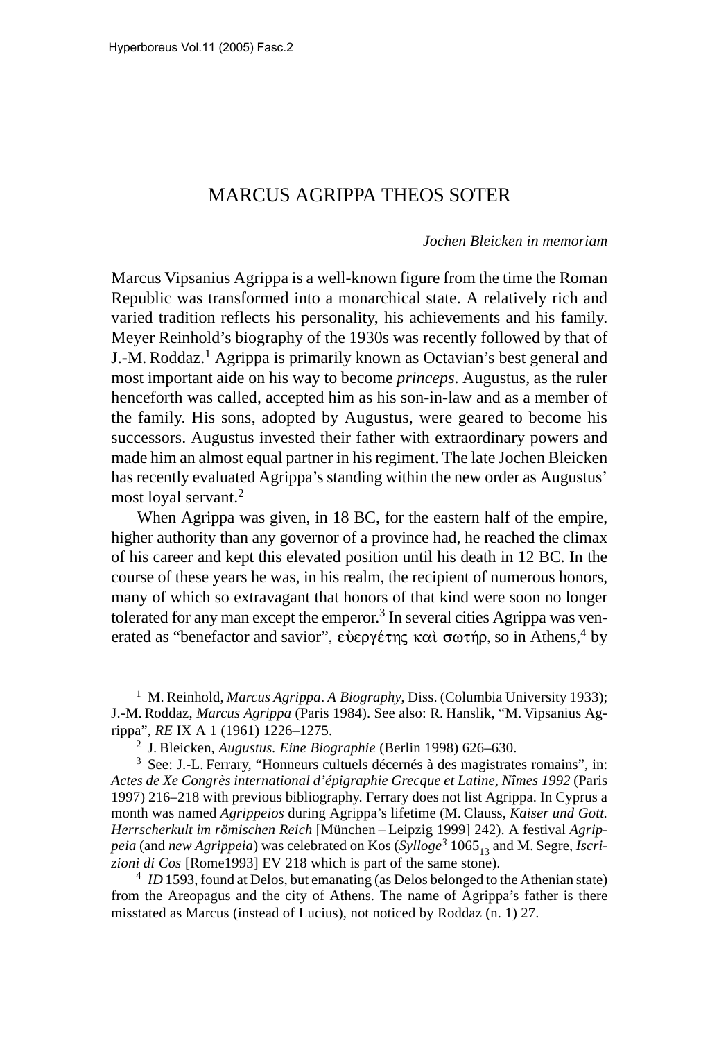# MARCUS AGRIPPA THEOS SOTER

*Jochen Bleicken in memoriam*

Marcus Vipsanius Agrippa is a well-known figure from the time the Roman Republic was transformed into a monarchical state. A relatively rich and varied tradition reflects his personality, his achievements and his family. Meyer Reinhold's biography of the 1930s was recently followed by that of J.-M. Roddaz.[1] Agrippa is primarily known as Octavian's best general and most important aide on his way to become *princeps*. Augustus, as the ruler henceforth was called, accepted him as his son-in-law and as a member of the family. His sons, adopted by Augustus, were geared to become his successors. Augustus invested their father with extraordinary powers and made him an almost equal partner in his regiment. The late Jochen Bleicken has recently evaluated Agrippa's standing within the new order as Augustus' most loyal servant.[2]

When Agrippa was given, in 18 BC, for the eastern half of the empire, higher authority than any governor of a province had, he reached the climax of his career and kept this elevated position until his death in 12 BC. In the course of these years he was, in his realm, the recipient of numerous honors, many of which so extravagant that honors of that kind were soon no longer tolerated for any man except the emperor.[3] In several cities Agrippa was venerated as "benefactor and savior", εὐεργέτης καὶ σωτήρ, so in Athens,[4] by

---

[1] M. Reinhold, *Marcus Agrippa. A Biography*, Diss. (Columbia University 1933); J.-M. Roddaz, *Marcus Agrippa* (Paris 1984). See also: R. Hanslik, "M. Vipsanius Agrippa", *RE* IX A 1 (1961) 1226–1275.

[2] J. Bleicken, *Augustus. Eine Biographie* (Berlin 1998) 626–630.

[3] See: J.-L. Ferrary, "Honneurs cultuels décernés à des magistrates romains", in: *Actes de Xe Congrès international d'épigraphie Grecque et Latine, Nîmes 1992* (Paris 1997) 216–218 with previous bibliography. Ferrary does not list Agrippa. In Cyprus a month was named *Agrippeios* during Agrippa's lifetime (M. Clauss, *Kaiser und Gott. Herrscherkult im römischen Reich* [München – Leipzig 1999] 242). A festival *Agrippeia* (and *new Agrippeia*) was celebrated on Kos (*Sylloge*[3] $1065_{13}$ and M. Segre, *Iscrizioni di Cos* [Rome1993] EV 218 which is part of the same stone).

[4] *ID* 1593, found at Delos, but emanating (as Delos belonged to the Athenian state) from the Areopagus and the city of Athens. The name of Agrippa's father is there misstated as Marcus (instead of Lucius), not noticed by Roddaz (n. 1) 27.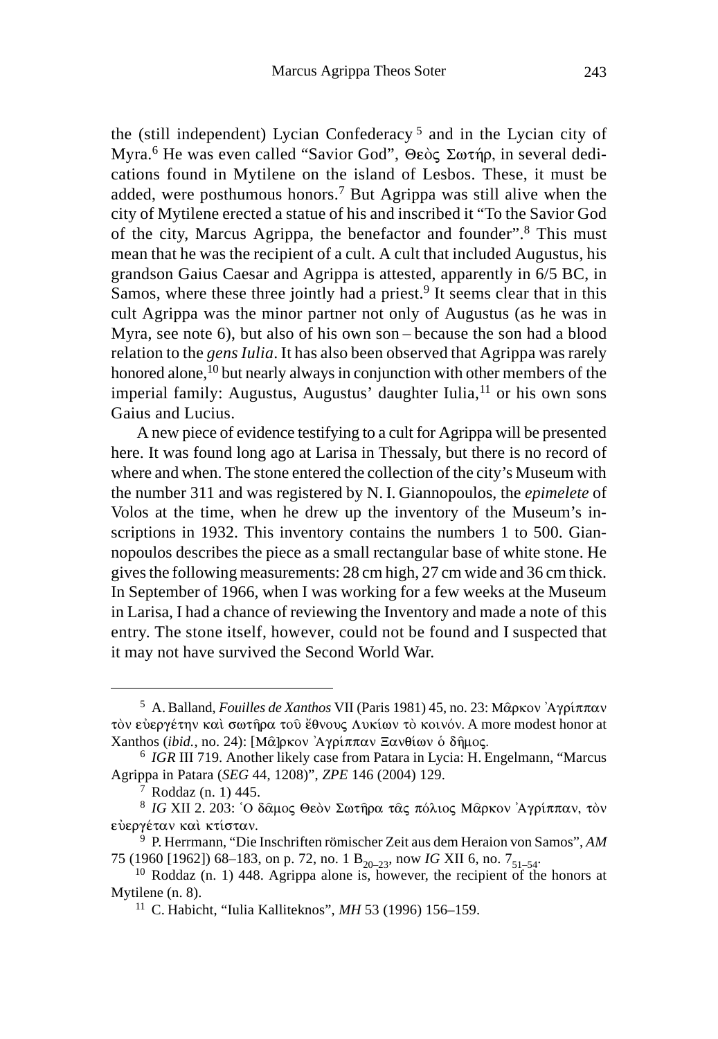the (still independent) Lycian Confederacy [5] and in the Lycian city of Myra.[6] He was even called "Savior God", Θεὸς Σωτήρ, in several dedications found in Mytilene on the island of Lesbos. These, it must be added, were posthumous honors.[7] But Agrippa was still alive when the city of Mytilene erected a statue of his and inscribed it "To the Savior God of the city, Marcus Agrippa, the benefactor and founder".[8] This must mean that he was the recipient of a cult. A cult that included Augustus, his grandson Gaius Caesar and Agrippa is attested, apparently in 6/5 BC, in Samos, where these three jointly had a priest.[9] It seems clear that in this cult Agrippa was the minor partner not only of Augustus (as he was in Myra, see note 6), but also of his own son – because the son had a blood relation to the *gens Iulia*. It has also been observed that Agrippa was rarely honored alone,[10] but nearly always in conjunction with other members of the imperial family: Augustus, Augustus' daughter Iulia,[11] or his own sons Gaius and Lucius.

A new piece of evidence testifying to a cult for Agrippa will be presented here. It was found long ago at Larisa in Thessaly, but there is no record of where and when. The stone entered the collection of the city's Museum with the number 311 and was registered by N. I. Giannopoulos, the *epimelete* of Volos at the time, when he drew up the inventory of the Museum's inscriptions in 1932. This inventory contains the numbers 1 to 500. Giannopoulos describes the piece as a small rectangular base of white stone. He gives the following measurements: 28 cm high, 27 cm wide and 36 cm thick. In September of 1966, when I was working for a few weeks at the Museum in Larisa, I had a chance of reviewing the Inventory and made a note of this entry. The stone itself, however, could not be found and I suspected that it may not have survived the Second World War.

---

[5] A. Balland, *Fouilles de Xanthos* VII (Paris 1981) 45, no. 23: Μᾶρκον Ἀγρίππαν τὸν εὐεργέτην καὶ σωτῆρα τοῦ ἔθνους Λυκίων τὸ κοινόν. A more modest honor at Xanthos (*ibid.*, no. 24): [Μᾶ]ρκον Ἀγρίππαν Ξανθίων ὁ δῆμος.

[6] *IGR* III 719. Another likely case from Patara in Lycia: H. Engelmann, "Marcus Agrippa in Patara (*SEG* 44, 1208)", *ZPE* 146 (2004) 129.

[7] Roddaz (n. 1) 445.

[8] *IG* XII 2. 203: Ὁ δᾶμος Θεὸν Σωτῆρα τᾶς πόλιος Μᾶρκον Ἀγρίππαν, τὸν εὐεργέταν καὶ κτίσταν.

[9] P. Herrmann, "Die Inschriften römischer Zeit aus dem Heraion von Samos", *AM* 75 (1960 [1962]) 68–183, on p. 72, no. 1 $B_{20–23}$, now *IG* XII 6, no. $7_{51–54}$.

[10] Roddaz (n. 1) 448. Agrippa alone is, however, the recipient of the honors at Mytilene (n. 8).

[11] C. Habicht, "Iulia Kalliteknos", *MH* 53 (1996) 156–159.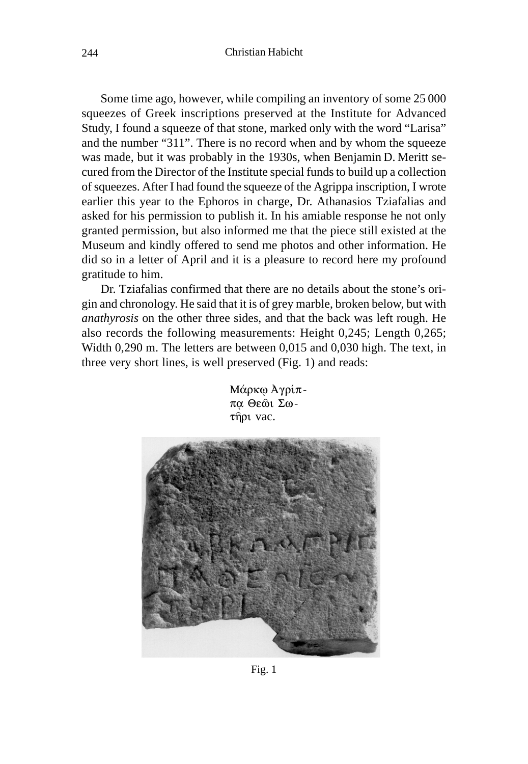Some time ago, however, while compiling an inventory of some 25 000 squeezes of Greek inscriptions preserved at the Institute for Advanced Study, I found a squeeze of that stone, marked only with the word "Larisa" and the number "311". There is no record when and by whom the squeeze was made, but it was probably in the 1930s, when Benjamin D. Meritt secured from the Director of the Institute special funds to build up a collection of squeezes. After I had found the squeeze of the Agrippa inscription, I wrote earlier this year to the Ephoros in charge, Dr. Athanasios Tziafalias and asked for his permission to publish it. In his amiable response he not only granted permission, but also informed me that the piece still existed at the Museum and kindly offered to send me photos and other information. He did so in a letter of April and it is a pleasure to record here my profound gratitude to him.

Dr. Tziafalias confirmed that there are no details about the stone's origin and chronology. He said that it is of grey marble, broken below, but with *anathyrosis* on the other three sides, and that the back was left rough. He also records the following measurements: Height 0,245; Length 0,265; Width 0,290 m. The letters are between 0,015 and 0,030 high. The text, in three very short lines, is well preserved (Fig. 1) and reads:

Μάρκῳ Ἀγρίπ-
πᾳ Θεῶι Σω-
τῆρι vac.

Fig. 1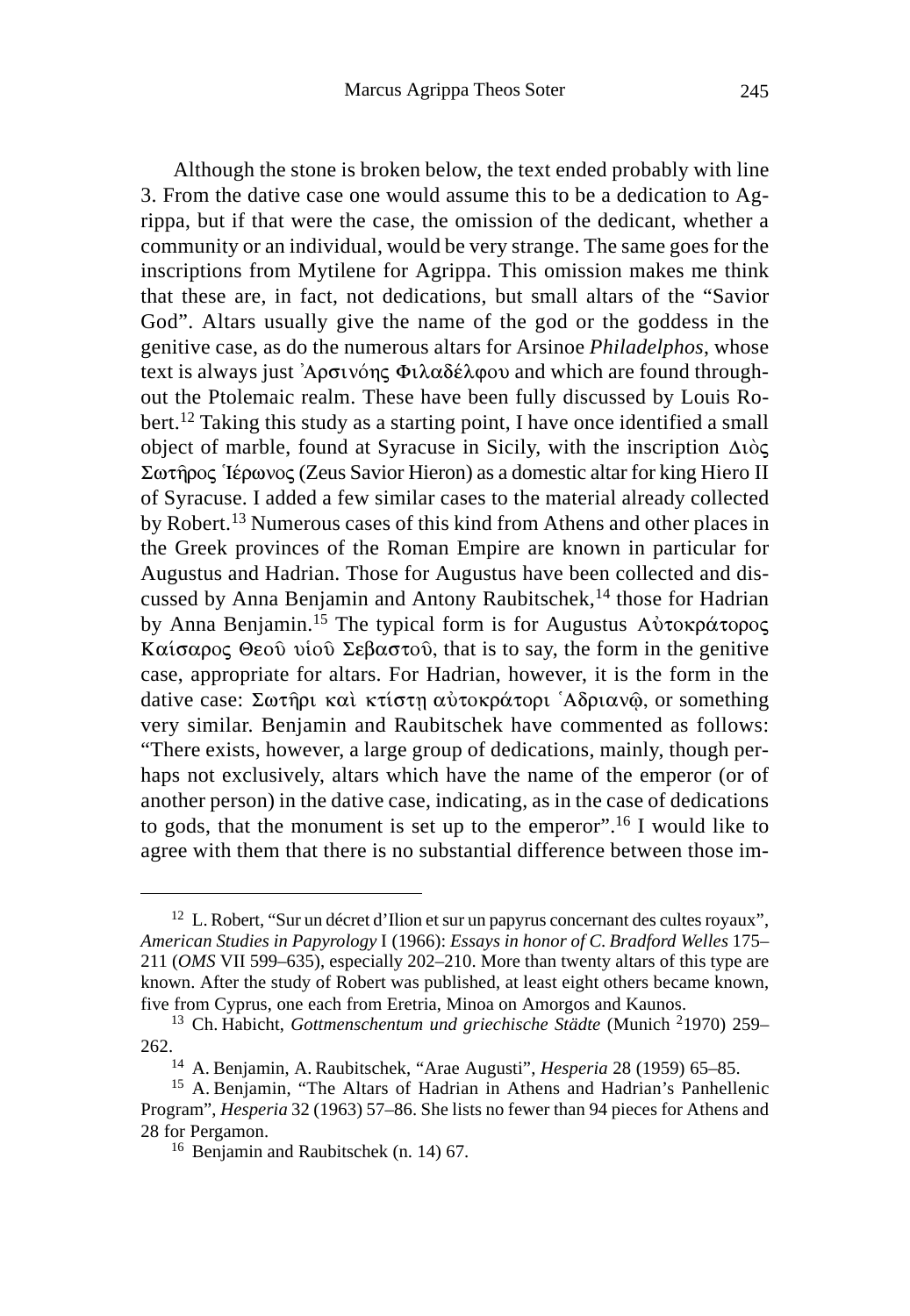Although the stone is broken below, the text ended probably with line 3. From the dative case one would assume this to be a dedication to Agrippa, but if that were the case, the omission of the dedicant, whether a community or an individual, would be very strange. The same goes for the inscriptions from Mytilene for Agrippa. This omission makes me think that these are, in fact, not dedications, but small altars of the "Savior God". Altars usually give the name of the god or the goddess in the genitive case, as do the numerous altars for Arsinoe *Philadelphos*, whose text is always just Ἀρσινόης Φιλαδέλφου and which are found throughout the Ptolemaic realm. These have been fully discussed by Louis Robert.[12] Taking this study as a starting point, I have once identified a small object of marble, found at Syracuse in Sicily, with the inscription Διὸς Σωτῆρος Ἱέρωνος (Zeus Savior Hieron) as a domestic altar for king Hiero II of Syracuse. I added a few similar cases to the material already collected by Robert.[13] Numerous cases of this kind from Athens and other places in the Greek provinces of the Roman Empire are known in particular for Augustus and Hadrian. Those for Augustus have been collected and discussed by Anna Benjamin and Antony Raubitschek,[14] those for Hadrian by Anna Benjamin.[15] The typical form is for Augustus Αὐτοκράτορος Καίσαρος Θεοῦ υἱοῦ Σεβαστοῦ, that is to say, the form in the genitive case, appropriate for altars. For Hadrian, however, it is the form in the dative case: Σωτῆρι καὶ κτίστῃ αὐτοκράτορι Ἁδριανῷ, or something very similar. Benjamin and Raubitschek have commented as follows: "There exists, however, a large group of dedications, mainly, though perhaps not exclusively, altars which have the name of the emperor (or of another person) in the dative case, indicating, as in the case of dedications to gods, that the monument is set up to the emperor".[16] I would like to agree with them that there is no substantial difference between those im-

---

[12] L. Robert, "Sur un décret d'Ilion et sur un papyrus concernant des cultes royaux", *American Studies in Papyrology* I (1966): *Essays in honor of C. Bradford Welles* 175–211 (*OMS* VII 599–635), especially 202–210. More than twenty altars of this type are known. After the study of Robert was published, at least eight others became known, five from Cyprus, one each from Eretria, Minoa on Amorgos and Kaunos.

[13] Ch. Habicht, *Gottmenschentum und griechische Städte* (Munich $^{2}$1970) 259–262.

[14] A. Benjamin, A. Raubitschek, "Arae Augusti", *Hesperia* 28 (1959) 65–85.

[15] A. Benjamin, "The Altars of Hadrian in Athens and Hadrian's Panhellenic Program", *Hesperia* 32 (1963) 57–86. She lists no fewer than 94 pieces for Athens and 28 for Pergamon.

[16] Benjamin and Raubitschek (n. 14) 67.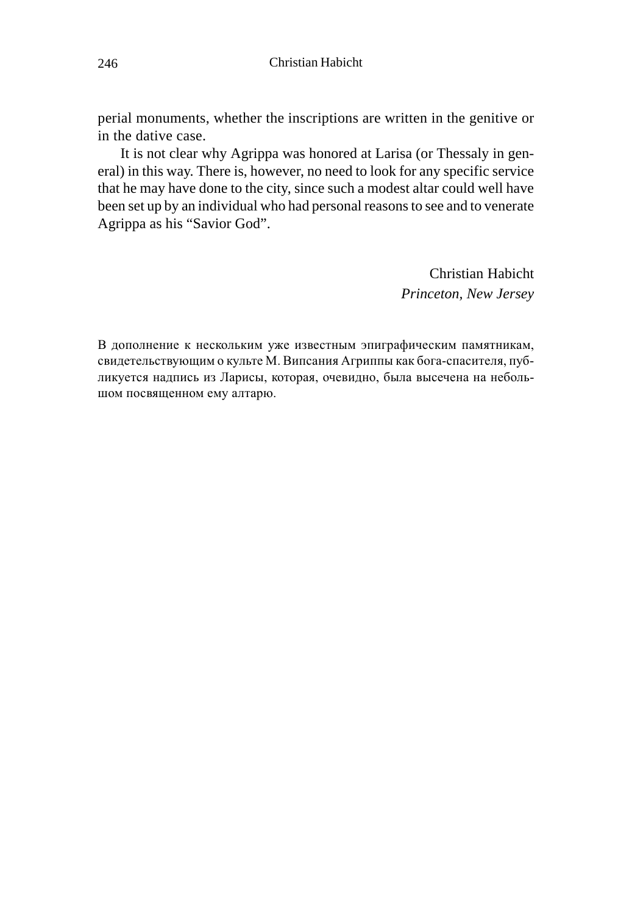perial monuments, whether the inscriptions are written in the genitive or in the dative case.

It is not clear why Agrippa was honored at Larisa (or Thessaly in general) in this way. There is, however, no need to look for any specific service that he may have done to the city, since such a modest altar could well have been set up by an individual who had personal reasons to see and to venerate Agrippa as his "Savior God".

Christian Habicht
*Princeton, New Jersey*

В дополнение к нескольким уже известным эпиграфическим памятникам, свидетельствующим о культе М. Випсания Агриппы как бога-спасителя, публикуется надпись из Ларисы, которая, очевидно, была высечена на небольшом посвященном ему алтарю.